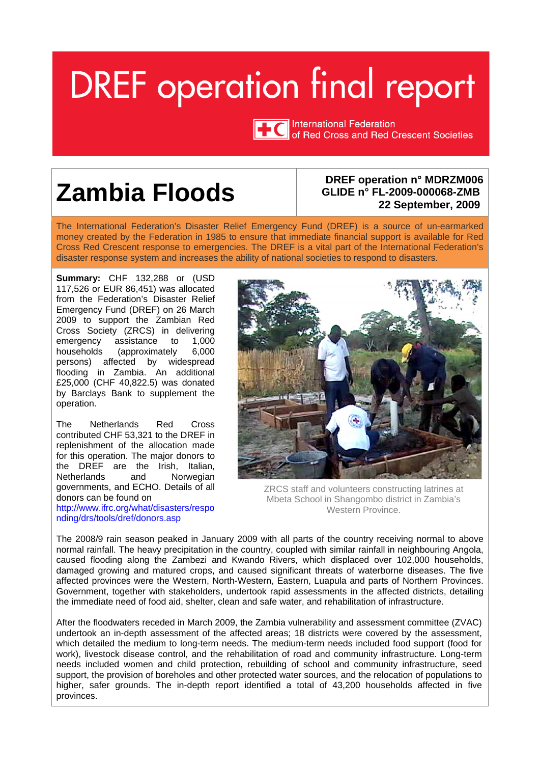# DREF operation final report

International Federation of Red Cross and Red Crescent Societies

# Zambia Floods

**DREF operation n° MDRZM006**
**GLIDE n° FL-2009-000068-ZMB**
**22 September, 2009**

The International Federation's Disaster Relief Emergency Fund (DREF) is a source of un-earmarked money created by the Federation in 1985 to ensure that immediate financial support is available for Red Cross Red Crescent response to emergencies. The DREF is a vital part of the International Federation's disaster response system and increases the ability of national societies to respond to disasters.

**Summary:** CHF 132,288 or (USD 117,526 or EUR 86,451) was allocated from the Federation's Disaster Relief Emergency Fund (DREF) on 26 March 2009 to support the Zambian Red Cross Society (ZRCS) in delivering emergency assistance to 1,000 households (approximately 6,000 persons) affected by widespread flooding in Zambia. An additional £25,000 (CHF 40,822.5) was donated by Barclays Bank to supplement the operation.

The Netherlands Red Cross contributed CHF 53,321 to the DREF in replenishment of the allocation made for this operation. The major donors to the DREF are the Irish, Italian, Netherlands and Norwegian governments, and ECHO. Details of all donors can be found on http://www.ifrc.org/what/disasters/responding/drs/tools/dref/donors.asp

ZRCS staff and volunteers constructing latrines at Mbeta School in Shangombo district in Zambia's Western Province.

The 2008/9 rain season peaked in January 2009 with all parts of the country receiving normal to above normal rainfall. The heavy precipitation in the country, coupled with similar rainfall in neighbouring Angola, caused flooding along the Zambezi and Kwando Rivers, which displaced over 102,000 households, damaged growing and matured crops, and caused significant threats of waterborne diseases. The five affected provinces were the Western, North-Western, Eastern, Luapula and parts of Northern Provinces. Government, together with stakeholders, undertook rapid assessments in the affected districts, detailing the immediate need of food aid, shelter, clean and safe water, and rehabilitation of infrastructure.

After the floodwaters receded in March 2009, the Zambia vulnerability and assessment committee (ZVAC) undertook an in-depth assessment of the affected areas; 18 districts were covered by the assessment, which detailed the medium to long-term needs. The medium-term needs included food support (food for work), livestock disease control, and the rehabilitation of road and community infrastructure. Long-term needs included women and child protection, rebuilding of school and community infrastructure, seed support, the provision of boreholes and other protected water sources, and the relocation of populations to higher, safer grounds. The in-depth report identified a total of 43,200 households affected in five provinces.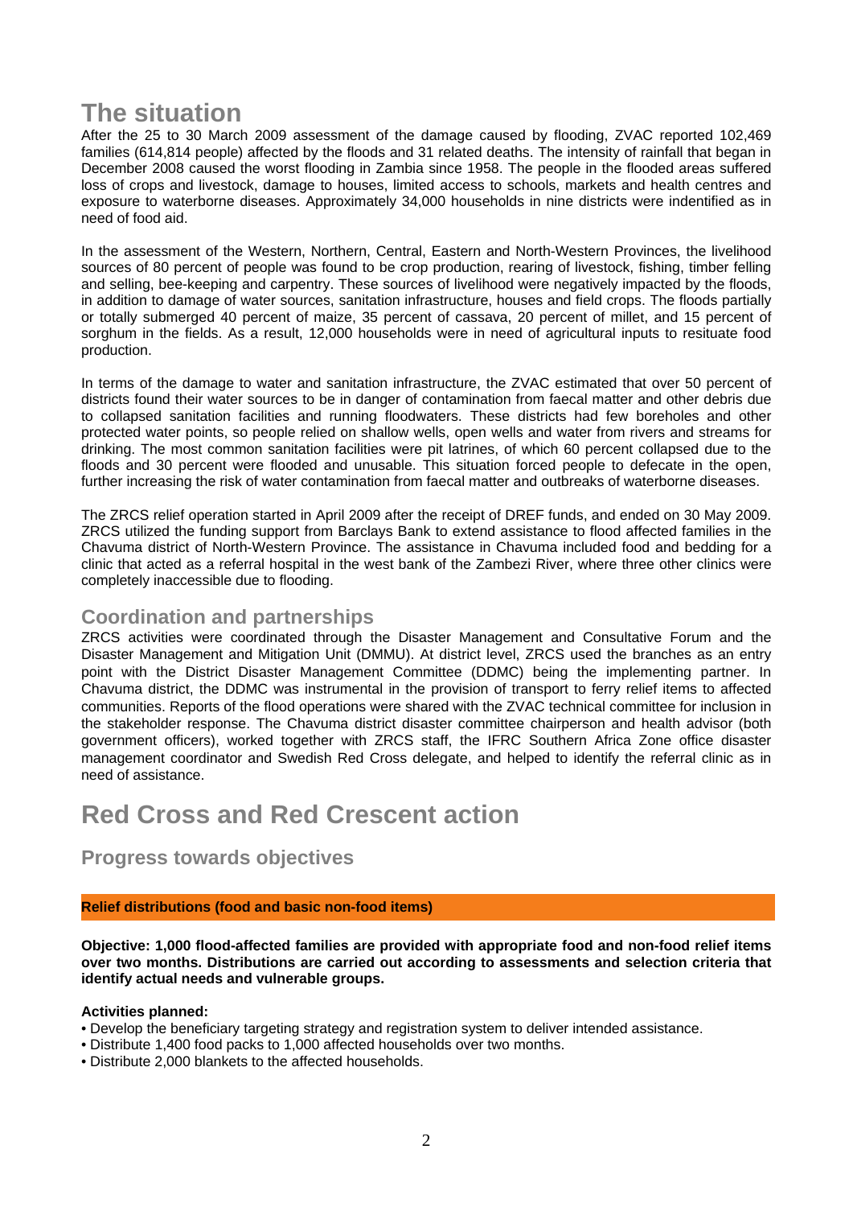# The situation

After the 25 to 30 March 2009 assessment of the damage caused by flooding, ZVAC reported 102,469 families (614,814 people) affected by the floods and 31 related deaths. The intensity of rainfall that began in December 2008 caused the worst flooding in Zambia since 1958. The people in the flooded areas suffered loss of crops and livestock, damage to houses, limited access to schools, markets and health centres and exposure to waterborne diseases. Approximately 34,000 households in nine districts were indentified as in need of food aid.

In the assessment of the Western, Northern, Central, Eastern and North-Western Provinces, the livelihood sources of 80 percent of people was found to be crop production, rearing of livestock, fishing, timber felling and selling, bee-keeping and carpentry. These sources of livelihood were negatively impacted by the floods, in addition to damage of water sources, sanitation infrastructure, houses and field crops. The floods partially or totally submerged 40 percent of maize, 35 percent of cassava, 20 percent of millet, and 15 percent of sorghum in the fields. As a result, 12,000 households were in need of agricultural inputs to resituate food production.

In terms of the damage to water and sanitation infrastructure, the ZVAC estimated that over 50 percent of districts found their water sources to be in danger of contamination from faecal matter and other debris due to collapsed sanitation facilities and running floodwaters. These districts had few boreholes and other protected water points, so people relied on shallow wells, open wells and water from rivers and streams for drinking. The most common sanitation facilities were pit latrines, of which 60 percent collapsed due to the floods and 30 percent were flooded and unusable. This situation forced people to defecate in the open, further increasing the risk of water contamination from faecal matter and outbreaks of waterborne diseases.

The ZRCS relief operation started in April 2009 after the receipt of DREF funds, and ended on 30 May 2009. ZRCS utilized the funding support from Barclays Bank to extend assistance to flood affected families in the Chavuma district of North-Western Province. The assistance in Chavuma included food and bedding for a clinic that acted as a referral hospital in the west bank of the Zambezi River, where three other clinics were completely inaccessible due to flooding.

## Coordination and partnerships

ZRCS activities were coordinated through the Disaster Management and Consultative Forum and the Disaster Management and Mitigation Unit (DMMU). At district level, ZRCS used the branches as an entry point with the District Disaster Management Committee (DDMC) being the implementing partner. In Chavuma district, the DDMC was instrumental in the provision of transport to ferry relief items to affected communities. Reports of the flood operations were shared with the ZVAC technical committee for inclusion in the stakeholder response. The Chavuma district disaster committee chairperson and health advisor (both government officers), worked together with ZRCS staff, the IFRC Southern Africa Zone office disaster management coordinator and Swedish Red Cross delegate, and helped to identify the referral clinic as in need of assistance.

# Red Cross and Red Crescent action

## Progress towards objectives

**Relief distributions (food and basic non-food items)**

**Objective: 1,000 flood-affected families are provided with appropriate food and non-food relief items over two months. Distributions are carried out according to assessments and selection criteria that identify actual needs and vulnerable groups.**

**Activities planned:**

- Develop the beneficiary targeting strategy and registration system to deliver intended assistance.
- Distribute 1,400 food packs to 1,000 affected households over two months.
- Distribute 2,000 blankets to the affected households.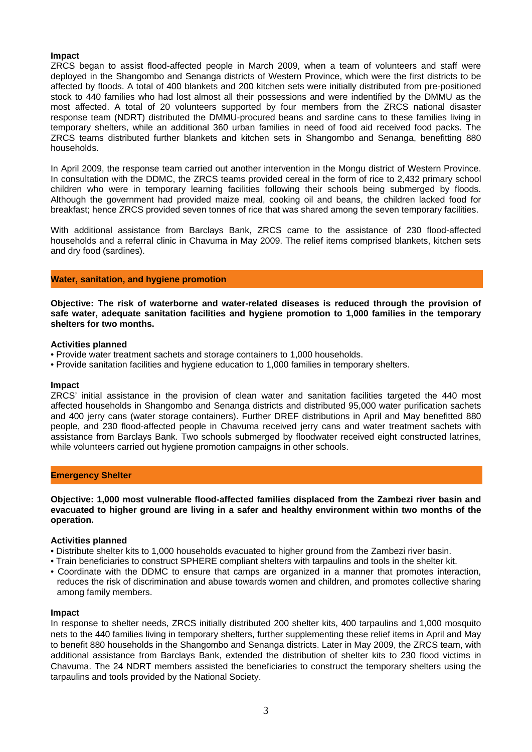**Impact**

ZRCS began to assist flood-affected people in March 2009, when a team of volunteers and staff were deployed in the Shangombo and Senanga districts of Western Province, which were the first districts to be affected by floods. A total of 400 blankets and 200 kitchen sets were initially distributed from pre-positioned stock to 440 families who had lost almost all their possessions and were indentified by the DMMU as the most affected. A total of 20 volunteers supported by four members from the ZRCS national disaster response team (NDRT) distributed the DMMU-procured beans and sardine cans to these families living in temporary shelters, while an additional 360 urban families in need of food aid received food packs. The ZRCS teams distributed further blankets and kitchen sets in Shangombo and Senanga, benefitting 880 households.

In April 2009, the response team carried out another intervention in the Mongu district of Western Province. In consultation with the DDMC, the ZRCS teams provided cereal in the form of rice to 2,432 primary school children who were in temporary learning facilities following their schools being submerged by floods. Although the government had provided maize meal, cooking oil and beans, the children lacked food for breakfast; hence ZRCS provided seven tonnes of rice that was shared among the seven temporary facilities.

With additional assistance from Barclays Bank, ZRCS came to the assistance of 230 flood-affected households and a referral clinic in Chavuma in May 2009. The relief items comprised blankets, kitchen sets and dry food (sardines).

## Water, sanitation, and hygiene promotion

**Objective: The risk of waterborne and water-related diseases is reduced through the provision of safe water, adequate sanitation facilities and hygiene promotion to 1,000 families in the temporary shelters for two months.**

**Activities planned**

- Provide water treatment sachets and storage containers to 1,000 households.
- Provide sanitation facilities and hygiene education to 1,000 families in temporary shelters.

**Impact**

ZRCS' initial assistance in the provision of clean water and sanitation facilities targeted the 440 most affected households in Shangombo and Senanga districts and distributed 95,000 water purification sachets and 400 jerry cans (water storage containers). Further DREF distributions in April and May benefitted 880 people, and 230 flood-affected people in Chavuma received jerry cans and water treatment sachets with assistance from Barclays Bank. Two schools submerged by floodwater received eight constructed latrines, while volunteers carried out hygiene promotion campaigns in other schools.

## Emergency Shelter

**Objective: 1,000 most vulnerable flood-affected families displaced from the Zambezi river basin and evacuated to higher ground are living in a safer and healthy environment within two months of the operation.**

**Activities planned**

- Distribute shelter kits to 1,000 households evacuated to higher ground from the Zambezi river basin.
- Train beneficiaries to construct SPHERE compliant shelters with tarpaulins and tools in the shelter kit.
- Coordinate with the DDMC to ensure that camps are organized in a manner that promotes interaction, reduces the risk of discrimination and abuse towards women and children, and promotes collective sharing among family members.

**Impact**

In response to shelter needs, ZRCS initially distributed 200 shelter kits, 400 tarpaulins and 1,000 mosquito nets to the 440 families living in temporary shelters, further supplementing these relief items in April and May to benefit 880 households in the Shangombo and Senanga districts. Later in May 2009, the ZRCS team, with additional assistance from Barclays Bank, extended the distribution of shelter kits to 230 flood victims in Chavuma. The 24 NDRT members assisted the beneficiaries to construct the temporary shelters using the tarpaulins and tools provided by the National Society.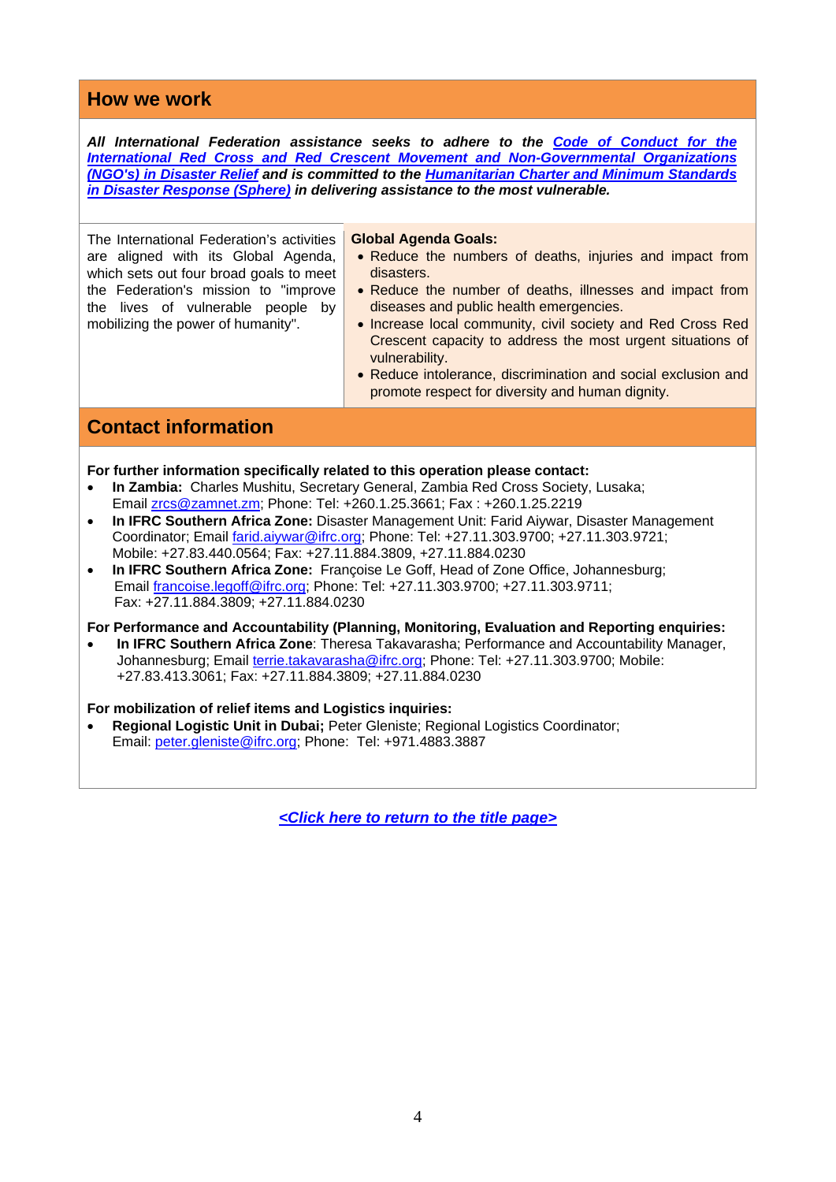## How we work

***All International Federation assistance seeks to adhere to the Code of Conduct for the International Red Cross and Red Crescent Movement and Non-Governmental Organizations (NGO's) in Disaster Relief and is committed to the Humanitarian Charter and Minimum Standards in Disaster Response (Sphere) in delivering assistance to the most vulnerable.***

The International Federation's activities are aligned with its Global Agenda, which sets out four broad goals to meet the Federation's mission to "improve the lives of vulnerable people by mobilizing the power of humanity".

**Global Agenda Goals:**

- Reduce the numbers of deaths, injuries and impact from disasters.
- Reduce the number of deaths, illnesses and impact from diseases and public health emergencies.
- Increase local community, civil society and Red Cross Red Crescent capacity to address the most urgent situations of vulnerability.
- Reduce intolerance, discrimination and social exclusion and promote respect for diversity and human dignity.

## Contact information

**For further information specifically related to this operation please contact:**

- **In Zambia:** Charles Mushitu, Secretary General, Zambia Red Cross Society, Lusaka; Email zrcs@zamnet.zm; Phone: Tel: +260.1.25.3661; Fax : +260.1.25.2219
- **In IFRC Southern Africa Zone:** Disaster Management Unit: Farid Aiywar, Disaster Management Coordinator; Email farid.aiywar@ifrc.org; Phone: Tel: +27.11.303.9700; +27.11.303.9721; Mobile: +27.83.440.0564; Fax: +27.11.884.3809, +27.11.884.0230
- **In IFRC Southern Africa Zone:** Françoise Le Goff, Head of Zone Office, Johannesburg; Email francoise.legoff@ifrc.org; Phone: Tel: +27.11.303.9700; +27.11.303.9711; Fax: +27.11.884.3809; +27.11.884.0230

**For Performance and Accountability (Planning, Monitoring, Evaluation and Reporting enquiries:**

- **In IFRC Southern Africa Zone**: Theresa Takavarasha; Performance and Accountability Manager, Johannesburg; Email terrie.takavarasha@ifrc.org; Phone: Tel: +27.11.303.9700; Mobile: +27.83.413.3061; Fax: +27.11.884.3809; +27.11.884.0230

**For mobilization of relief items and Logistics inquiries:**

- **Regional Logistic Unit in Dubai;** Peter Gleniste; Regional Logistics Coordinator; Email: peter.gleniste@ifrc.org; Phone: Tel: +971.4883.3887

***<Click here to return to the title page>***